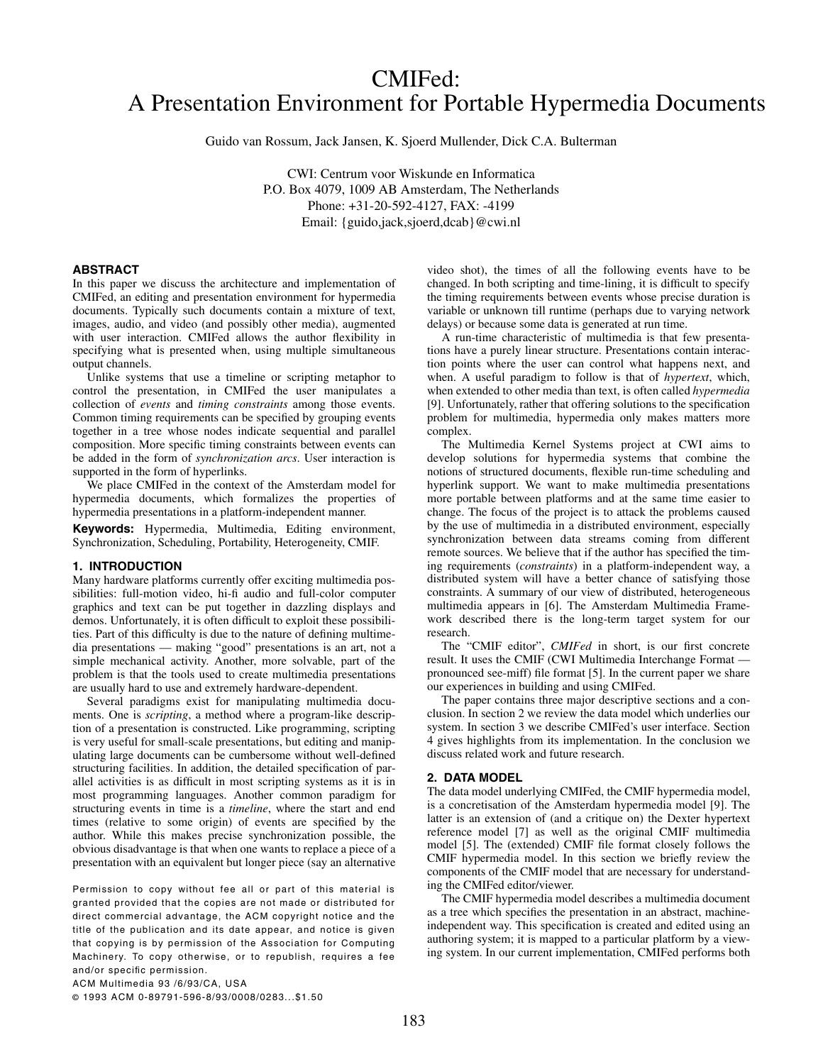# CMIFed: A Presentation Environment for Portable Hypermedia Documents

Guido van Rossum, Jack Jansen, K. Sjoerd Mullender, Dick C.A. Bulterman

CWI: Centrum voor Wiskunde en Informatica
P.O. Box 4079, 1009 AB Amsterdam, The Netherlands
Phone: +31-20-592-4127, FAX: -4199
Email: {guido,jack,sjoerd,dcab}@cwi.nl

## ABSTRACT

In this paper we discuss the architecture and implementation of CMIFed, an editing and presentation environment for hypermedia documents. Typically such documents contain a mixture of text, images, audio, and video (and possibly other media), augmented with user interaction. CMIFed allows the author flexibility in specifying what is presented when, using multiple simultaneous output channels.

Unlike systems that use a timeline or scripting metaphor to control the presentation, in CMIFed the user manipulates a collection of *events* and *timing constraints* among those events. Common timing requirements can be specified by grouping events together in a tree whose nodes indicate sequential and parallel composition. More specific timing constraints between events can be added in the form of *synchronization arcs*. User interaction is supported in the form of hyperlinks.

We place CMIFed in the context of the Amsterdam model for hypermedia documents, which formalizes the properties of hypermedia presentations in a platform-independent manner.

**Keywords:** Hypermedia, Multimedia, Editing environment, Synchronization, Scheduling, Portability, Heterogeneity, CMIF.

## 1. INTRODUCTION

Many hardware platforms currently offer exciting multimedia possibilities: full-motion video, hi-fi audio and full-color computer graphics and text can be put together in dazzling displays and demos. Unfortunately, it is often difficult to exploit these possibilities. Part of this difficulty is due to the nature of defining multimedia presentations — making "good" presentations is an art, not a simple mechanical activity. Another, more solvable, part of the problem is that the tools used to create multimedia presentations are usually hard to use and extremely hardware-dependent.

Several paradigms exist for manipulating multimedia documents. One is *scripting*, a method where a program-like description of a presentation is constructed. Like programming, scripting is very useful for small-scale presentations, but editing and manipulating large documents can be cumbersome without well-defined structuring facilities. In addition, the detailed specification of parallel activities is as difficult in most scripting systems as it is in most programming languages. Another common paradigm for structuring events in time is a *timeline*, where the start and end times (relative to some origin) of events are specified by the author. While this makes precise synchronization possible, the obvious disadvantage is that when one wants to replace a piece of a presentation with an equivalent but longer piece (say an alternative video shot), the times of all the following events have to be changed. In both scripting and time-lining, it is difficult to specify the timing requirements between events whose precise duration is variable or unknown till runtime (perhaps due to varying network delays) or because some data is generated at run time.

A run-time characteristic of multimedia is that few presentations have a purely linear structure. Presentations contain interaction points where the user can control what happens next, and when. A useful paradigm to follow is that of *hypertext*, which, when extended to other media than text, is often called *hypermedia* [9]. Unfortunately, rather that offering solutions to the specification problem for multimedia, hypermedia only makes matters more complex.

The Multimedia Kernel Systems project at CWI aims to develop solutions for hypermedia systems that combine the notions of structured documents, flexible run-time scheduling and hyperlink support. We want to make multimedia presentations more portable between platforms and at the same time easier to change. The focus of the project is to attack the problems caused by the use of multimedia in a distributed environment, especially synchronization between data streams coming from different remote sources. We believe that if the author has specified the timing requirements (*constraints*) in a platform-independent way, a distributed system will have a better chance of satisfying those constraints. A summary of our view of distributed, heterogeneous multimedia appears in [6]. The Amsterdam Multimedia Framework described there is the long-term target system for our research.

The "CMIF editor", *CMIFed* in short, is our first concrete result. It uses the CMIF (CWI Multimedia Interchange Format — pronounced see-miff) file format [5]. In the current paper we share our experiences in building and using CMIFed.

The paper contains three major descriptive sections and a conclusion. In section 2 we review the data model which underlies our system. In section 3 we describe CMIFed's user interface. Section 4 gives highlights from its implementation. In the conclusion we discuss related work and future research.

## 2. DATA MODEL

The data model underlying CMIFed, the CMIF hypermedia model, is a concretisation of the Amsterdam hypermedia model [9]. The latter is an extension of (and a critique on) the Dexter hypertext reference model [7] as well as the original CMIF multimedia model [5]. The (extended) CMIF file format closely follows the CMIF hypermedia model. In this section we briefly review the components of the CMIF model that are necessary for understanding the CMIFed editor/viewer.

The CMIF hypermedia model describes a multimedia document as a tree which specifies the presentation in an abstract, machine-independent way. This specification is created and edited using an authoring system; it is mapped to a particular platform by a viewing system. In our current implementation, CMIFed performs both

Permission to copy without fee all or part of this material is granted provided that the copies are not made or distributed for direct commercial advantage, the ACM copyright notice and the title of the publication and its date appear, and notice is given that copying is by permission of the Association for Computing Machinery. To copy otherwise, or to republish, requires a fee and/or specific permission.

ACM Multimedia 93 /6/93/CA, USA

© 1993 ACM 0-89791-596-8/93/0008/0283...$1.50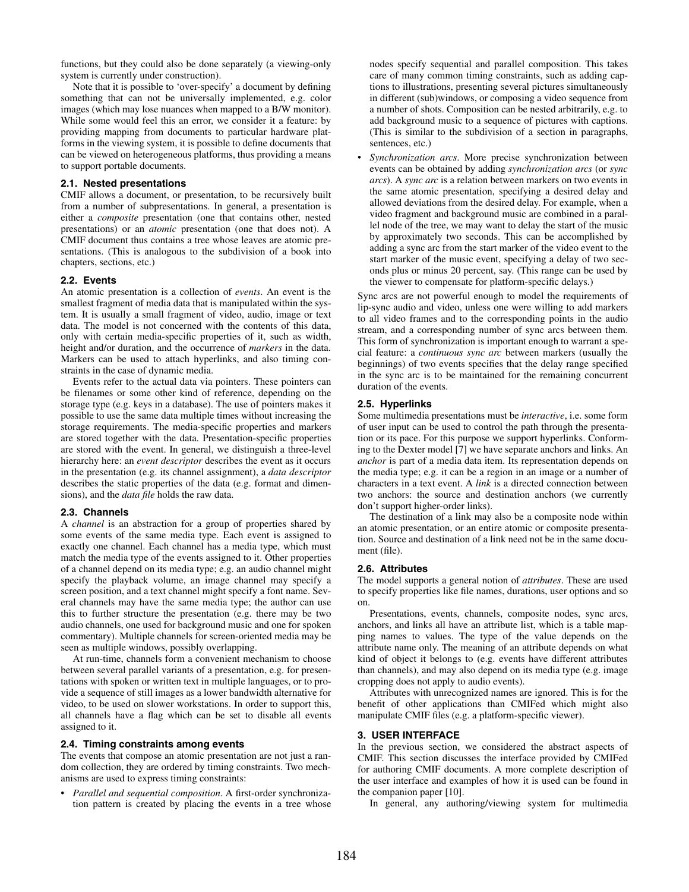functions, but they could also be done separately (a viewing-only system is currently under construction).

Note that it is possible to 'over-specify' a document by defining something that can not be universally implemented, e.g. color images (which may lose nuances when mapped to a B/W monitor). While some would feel this an error, we consider it a feature: by providing mapping from documents to particular hardware platforms in the viewing system, it is possible to define documents that can be viewed on heterogeneous platforms, thus providing a means to support portable documents.

### 2.1. Nested presentations

CMIF allows a document, or presentation, to be recursively built from a number of subpresentations. In general, a presentation is either a *composite* presentation (one that contains other, nested presentations) or an *atomic* presentation (one that does not). A CMIF document thus contains a tree whose leaves are atomic presentations. (This is analogous to the subdivision of a book into chapters, sections, etc.)

### 2.2. Events

An atomic presentation is a collection of *events*. An event is the smallest fragment of media data that is manipulated within the system. It is usually a small fragment of video, audio, image or text data. The model is not concerned with the contents of this data, only with certain media-specific properties of it, such as width, height and/or duration, and the occurrence of *markers* in the data. Markers can be used to attach hyperlinks, and also timing constraints in the case of dynamic media.

Events refer to the actual data via pointers. These pointers can be filenames or some other kind of reference, depending on the storage type (e.g. keys in a database). The use of pointers makes it possible to use the same data multiple times without increasing the storage requirements. The media-specific properties and markers are stored together with the data. Presentation-specific properties are stored with the event. In general, we distinguish a three-level hierarchy here: an *event descriptor* describes the event as it occurs in the presentation (e.g. its channel assignment), a *data descriptor* describes the static properties of the data (e.g. format and dimensions), and the *data file* holds the raw data.

### 2.3. Channels

A *channel* is an abstraction for a group of properties shared by some events of the same media type. Each event is assigned to exactly one channel. Each channel has a media type, which must match the media type of the events assigned to it. Other properties of a channel depend on its media type; e.g. an audio channel might specify the playback volume, an image channel may specify a screen position, and a text channel might specify a font name. Several channels may have the same media type; the author can use this to further structure the presentation (e.g. there may be two audio channels, one used for background music and one for spoken commentary). Multiple channels for screen-oriented media may be seen as multiple windows, possibly overlapping.

At run-time, channels form a convenient mechanism to choose between several parallel variants of a presentation, e.g. for presentations with spoken or written text in multiple languages, or to provide a sequence of still images as a lower bandwidth alternative for video, to be used on slower workstations. In order to support this, all channels have a flag which can be set to disable all events assigned to it.

### 2.4. Timing constraints among events

The events that compose an atomic presentation are not just a random collection, they are ordered by timing constraints. Two mechanisms are used to express timing constraints:

- *Parallel and sequential composition*. A first-order synchronization pattern is created by placing the events in a tree whose nodes specify sequential and parallel composition. This takes care of many common timing constraints, such as adding captions to illustrations, presenting several pictures simultaneously in different (sub)windows, or composing a video sequence from a number of shots. Composition can be nested arbitrarily, e.g. to add background music to a sequence of pictures with captions. (This is similar to the subdivision of a section in paragraphs, sentences, etc.)
- *Synchronization arcs*. More precise synchronization between events can be obtained by adding *synchronization arcs* (or *sync arcs*). A *sync arc* is a relation between markers on two events in the same atomic presentation, specifying a desired delay and allowed deviations from the desired delay. For example, when a video fragment and background music are combined in a parallel node of the tree, we may want to delay the start of the music by approximately two seconds. This can be accomplished by adding a sync arc from the start marker of the video event to the start marker of the music event, specifying a delay of two seconds plus or minus 20 percent, say. (This range can be used by the viewer to compensate for platform-specific delays.)

Sync arcs are not powerful enough to model the requirements of lip-sync audio and video, unless one were willing to add markers to all video frames and to the corresponding points in the audio stream, and a corresponding number of sync arcs between them. This form of synchronization is important enough to warrant a special feature: a *continuous sync arc* between markers (usually the beginnings) of two events specifies that the delay range specified in the sync arc is to be maintained for the remaining concurrent duration of the events.

### 2.5. Hyperlinks

Some multimedia presentations must be *interactive*, i.e. some form of user input can be used to control the path through the presentation or its pace. For this purpose we support hyperlinks. Conforming to the Dexter model [7] we have separate anchors and links. An *anchor* is part of a media data item. Its representation depends on the media type; e.g. it can be a region in an image or a number of characters in a text event. A *link* is a directed connection between two anchors: the source and destination anchors (we currently don't support higher-order links).

The destination of a link may also be a composite node within an atomic presentation, or an entire atomic or composite presentation. Source and destination of a link need not be in the same document (file).

### 2.6. Attributes

The model supports a general notion of *attributes*. These are used to specify properties like file names, durations, user options and so on.

Presentations, events, channels, composite nodes, sync arcs, anchors, and links all have an attribute list, which is a table mapping names to values. The type of the value depends on the attribute name only. The meaning of an attribute depends on what kind of object it belongs to (e.g. events have different attributes than channels), and may also depend on its media type (e.g. image cropping does not apply to audio events).

Attributes with unrecognized names are ignored. This is for the benefit of other applications than CMIFed which might also manipulate CMIF files (e.g. a platform-specific viewer).

## 3. USER INTERFACE

In the previous section, we considered the abstract aspects of CMIF. This section discusses the interface provided by CMIFed for authoring CMIF documents. A more complete description of the user interface and examples of how it is used can be found in the companion paper [10].

In general, any authoring/viewing system for multimedia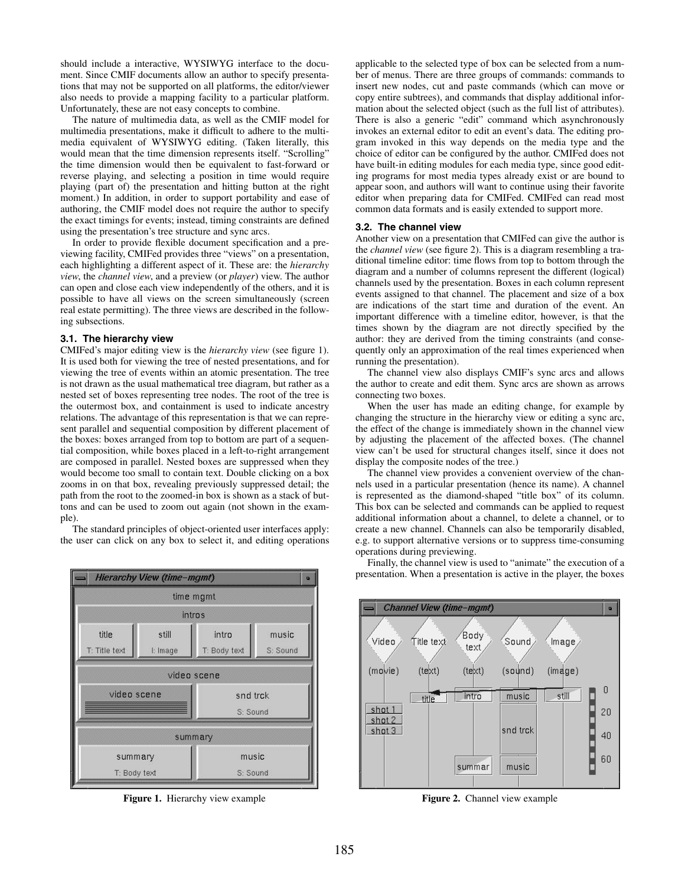should include a interactive, WYSIWYG interface to the document. Since CMIF documents allow an author to specify presentations that may not be supported on all platforms, the editor/viewer also needs to provide a mapping facility to a particular platform. Unfortunately, these are not easy concepts to combine.

The nature of multimedia data, as well as the CMIF model for multimedia presentations, make it difficult to adhere to the multimedia equivalent of WYSIWYG editing. (Taken literally, this would mean that the time dimension represents itself. "Scrolling" the time dimension would then be equivalent to fast-forward or reverse playing, and selecting a position in time would require playing (part of) the presentation and hitting button at the right moment.) In addition, in order to support portability and ease of authoring, the CMIF model does not require the author to specify the exact timings for events; instead, timing constraints are defined using the presentation's tree structure and sync arcs.

In order to provide flexible document specification and a previewing facility, CMIFed provides three "views" on a presentation, each highlighting a different aspect of it. These are: the *hierarchy view*, the *channel view*, and a preview (or *player*) view. The author can open and close each view independently of the others, and it is possible to have all views on the screen simultaneously (screen real estate permitting). The three views are described in the following subsections.

### 3.1. The hierarchy view

CMIFed's major editing view is the *hierarchy view* (see figure 1). It is used both for viewing the tree of nested presentations, and for viewing the tree of events within an atomic presentation. The tree is not drawn as the usual mathematical tree diagram, but rather as a nested set of boxes representing tree nodes. The root of the tree is the outermost box, and containment is used to indicate ancestry relations. The advantage of this representation is that we can represent parallel and sequential composition by different placement of the boxes: boxes arranged from top to bottom are part of a sequential composition, while boxes placed in a left-to-right arrangement are composed in parallel. Nested boxes are suppressed when they would become too small to contain text. Double clicking on a box zooms in on that box, revealing previously suppressed detail; the path from the root to the zoomed-in box is shown as a stack of buttons and can be used to zoom out again (not shown in the example).

The standard principles of object-oriented user interfaces apply: the user can click on any box to select it, and editing operations applicable to the selected type of box can be selected from a number of menus. There are three groups of commands: commands to insert new nodes, cut and paste commands (which can move or copy entire subtrees), and commands that display additional information about the selected object (such as the full list of attributes). There is also a generic "edit" command which asynchronously invokes an external editor to edit an event's data. The editing program invoked in this way depends on the media type and the choice of editor can be configured by the author. CMIFed does not have built-in editing modules for each media type, since good editing programs for most media types already exist or are bound to appear soon, and authors will want to continue using their favorite editor when preparing data for CMIFed. CMIFed can read most common data formats and is easily extended to support more.

**Figure 1.** Hierarchy view example

### 3.2. The channel view

Another view on a presentation that CMIFed can give the author is the *channel view* (see figure 2). This is a diagram resembling a traditional timeline editor: time flows from top to bottom through the diagram and a number of columns represent the different (logical) channels used by the presentation. Boxes in each column represent events assigned to that channel. The placement and size of a box are indications of the start time and duration of the event. An important difference with a timeline editor, however, is that the times shown by the diagram are not directly specified by the author: they are derived from the timing constraints (and consequently only an approximation of the real times experienced when running the presentation).

The channel view also displays CMIF's sync arcs and allows the author to create and edit them. Sync arcs are shown as arrows connecting two boxes.

When the user has made an editing change, for example by changing the structure in the hierarchy view or editing a sync arc, the effect of the change is immediately shown in the channel view by adjusting the placement of the affected boxes. (The channel view can't be used for structural changes itself, since it does not display the composite nodes of the tree.)

The channel view provides a convenient overview of the channels used in a particular presentation (hence its name). A channel is represented as the diamond-shaped "title box" of its column. This box can be selected and commands can be applied to request additional information about a channel, to delete a channel, or to create a new channel. Channels can also be temporarily disabled, e.g. to support alternative versions or to suppress time-consuming operations during previewing.

Finally, the channel view is used to "animate" the execution of a presentation. When a presentation is active in the player, the boxes

**Figure 2.** Channel view example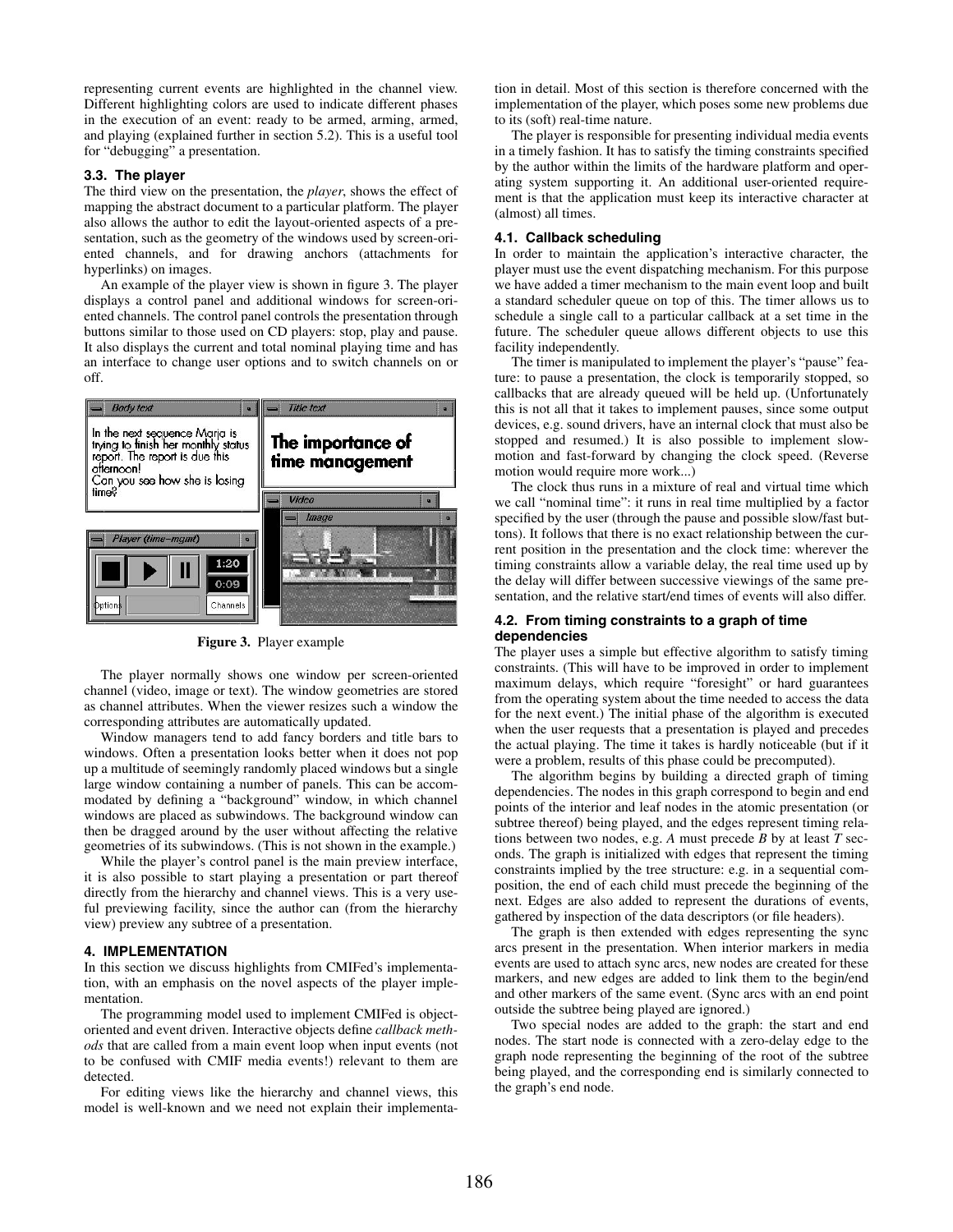representing current events are highlighted in the channel view. Different highlighting colors are used to indicate different phases in the execution of an event: ready to be armed, arming, armed, and playing (explained further in section 5.2). This is a useful tool for "debugging" a presentation.

### 3.3. The player

The third view on the presentation, the *player*, shows the effect of mapping the abstract document to a particular platform. The player also allows the author to edit the layout-oriented aspects of a presentation, such as the geometry of the windows used by screen-oriented channels, and for drawing anchors (attachments for hyperlinks) on images.

An example of the player view is shown in figure 3. The player displays a control panel and additional windows for screen-oriented channels. The control panel controls the presentation through buttons similar to those used on CD players: stop, play and pause. It also displays the current and total nominal playing time and has an interface to change user options and to switch channels on or off.

**Figure 3.** Player example

The player normally shows one window per screen-oriented channel (video, image or text). The window geometries are stored as channel attributes. When the viewer resizes such a window the corresponding attributes are automatically updated.

Window managers tend to add fancy borders and title bars to windows. Often a presentation looks better when it does not pop up a multitude of seemingly randomly placed windows but a single large window containing a number of panels. This can be accommodated by defining a "background" window, in which channel windows are placed as subwindows. The background window can then be dragged around by the user without affecting the relative geometries of its subwindows. (This is not shown in the example.)

While the player's control panel is the main preview interface, it is also possible to start playing a presentation or part thereof directly from the hierarchy and channel views. This is a very useful previewing facility, since the author can (from the hierarchy view) preview any subtree of a presentation.

## 4. IMPLEMENTATION

In this section we discuss highlights from CMIFed's implementation, with an emphasis on the novel aspects of the player implementation.

The programming model used to implement CMIFed is object-oriented and event driven. Interactive objects define *callback methods* that are called from a main event loop when input events (not to be confused with CMIF media events!) relevant to them are detected.

For editing views like the hierarchy and channel views, this model is well-known and we need not explain their implementation in detail. Most of this section is therefore concerned with the implementation of the player, which poses some new problems due to its (soft) real-time nature.

The player is responsible for presenting individual media events in a timely fashion. It has to satisfy the timing constraints specified by the author within the limits of the hardware platform and operating system supporting it. An additional user-oriented requirement is that the application must keep its interactive character at (almost) all times.

### 4.1. Callback scheduling

In order to maintain the application's interactive character, the player must use the event dispatching mechanism. For this purpose we have added a timer mechanism to the main event loop and built a standard scheduler queue on top of this. The timer allows us to schedule a single call to a particular callback at a set time in the future. The scheduler queue allows different objects to use this facility independently.

The timer is manipulated to implement the player's "pause" feature: to pause a presentation, the clock is temporarily stopped, so callbacks that are already queued will be held up. (Unfortunately this is not all that it takes to implement pauses, since some output devices, e.g. sound drivers, have an internal clock that must also be stopped and resumed.) It is also possible to implement slow-motion and fast-forward by changing the clock speed. (Reverse motion would require more work...)

The clock thus runs in a mixture of real and virtual time which we call "nominal time": it runs in real time multiplied by a factor specified by the user (through the pause and possible slow/fast buttons). It follows that there is no exact relationship between the current position in the presentation and the clock time: wherever the timing constraints allow a variable delay, the real time used up by the delay will differ between successive viewings of the same presentation, and the relative start/end times of events will also differ.

### 4.2. From timing constraints to a graph of time dependencies

The player uses a simple but effective algorithm to satisfy timing constraints. (This will have to be improved in order to implement maximum delays, which require "foresight" or hard guarantees from the operating system about the time needed to access the data for the next event.) The initial phase of the algorithm is executed when the user requests that a presentation is played and precedes the actual playing. The time it takes is hardly noticeable (but if it were a problem, results of this phase could be precomputed).

The algorithm begins by building a directed graph of timing dependencies. The nodes in this graph correspond to begin and end points of the interior and leaf nodes in the atomic presentation (or subtree thereof) being played, and the edges represent timing relations between two nodes, e.g. *A* must precede *B* by at least *T* seconds. The graph is initialized with edges that represent the timing constraints implied by the tree structure: e.g. in a sequential composition, the end of each child must precede the beginning of the next. Edges are also added to represent the durations of events, gathered by inspection of the data descriptors (or file headers).

The graph is then extended with edges representing the sync arcs present in the presentation. When interior markers in media events are used to attach sync arcs, new nodes are created for these markers, and new edges are added to link them to the begin/end and other markers of the same event. (Sync arcs with an end point outside the subtree being played are ignored.)

Two special nodes are added to the graph: the start and end nodes. The start node is connected with a zero-delay edge to the graph node representing the beginning of the root of the subtree being played, and the corresponding end is similarly connected to the graph's end node.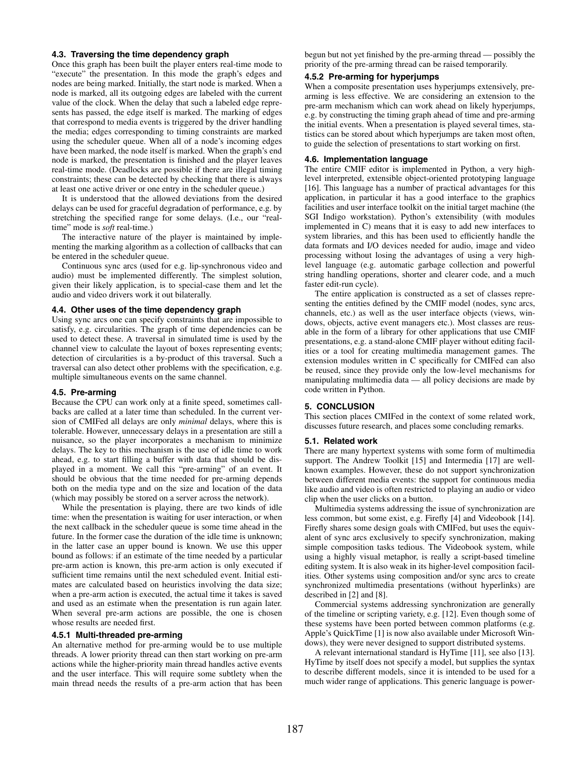### 4.3. Traversing the time dependency graph

Once this graph has been built the player enters real-time mode to "execute" the presentation. In this mode the graph's edges and nodes are being marked. Initially, the start node is marked. When a node is marked, all its outgoing edges are labeled with the current value of the clock. When the delay that such a labeled edge represents has passed, the edge itself is marked. The marking of edges that correspond to media events is triggered by the driver handling the media; edges corresponding to timing constraints are marked using the scheduler queue. When all of a node's incoming edges have been marked, the node itself is marked. When the graph's end node is marked, the presentation is finished and the player leaves real-time mode. (Deadlocks are possible if there are illegal timing constraints; these can be detected by checking that there is always at least one active driver or one entry in the scheduler queue.)

It is understood that the allowed deviations from the desired delays can be used for graceful degradation of performance, e.g. by stretching the specified range for some delays. (I.e., our "real-time" mode is *soft* real-time.)

The interactive nature of the player is maintained by implementing the marking algorithm as a collection of callbacks that can be entered in the scheduler queue.

Continuous sync arcs (used for e.g. lip-synchronous video and audio) must be implemented differently. The simplest solution, given their likely application, is to special-case them and let the audio and video drivers work it out bilaterally.

### 4.4. Other uses of the time dependency graph

Using sync arcs one can specify constraints that are impossible to satisfy, e.g. circularities. The graph of time dependencies can be used to detect these. A traversal in simulated time is used by the channel view to calculate the layout of boxes representing events; detection of circularities is a by-product of this traversal. Such a traversal can also detect other problems with the specification, e.g. multiple simultaneous events on the same channel.

### 4.5. Pre-arming

Because the CPU can work only at a finite speed, sometimes callbacks are called at a later time than scheduled. In the current version of CMIFed all delays are only *minimal* delays, where this is tolerable. However, unnecessary delays in a presentation are still a nuisance, so the player incorporates a mechanism to minimize delays. The key to this mechanism is the use of idle time to work ahead, e.g. to start filling a buffer with data that should be displayed in a moment. We call this "pre-arming" of an event. It should be obvious that the time needed for pre-arming depends both on the media type and on the size and location of the data (which may possibly be stored on a server across the network).

While the presentation is playing, there are two kinds of idle time: when the presentation is waiting for user interaction, or when the next callback in the scheduler queue is some time ahead in the future. In the former case the duration of the idle time is unknown; in the latter case an upper bound is known. We use this upper bound as follows: if an estimate of the time needed by a particular pre-arm action is known, this pre-arm action is only executed if sufficient time remains until the next scheduled event. Initial estimates are calculated based on heuristics involving the data size; when a pre-arm action is executed, the actual time it takes is saved and used as an estimate when the presentation is run again later. When several pre-arm actions are possible, the one is chosen whose results are needed first.

#### 4.5.1 Multi-threaded pre-arming

An alternative method for pre-arming would be to use multiple threads. A lower priority thread can then start working on pre-arm actions while the higher-priority main thread handles active events and the user interface. This will require some subtlety when the main thread needs the results of a pre-arm action that has been begun but not yet finished by the pre-arming thread — possibly the priority of the pre-arming thread can be raised temporarily.

#### 4.5.2 Pre-arming for hyperjumps

When a composite presentation uses hyperjumps extensively, pre-arming is less effective. We are considering an extension to the pre-arm mechanism which can work ahead on likely hyperjumps, e.g. by constructing the timing graph ahead of time and pre-arming the initial events. When a presentation is played several times, statistics can be stored about which hyperjumps are taken most often, to guide the selection of presentations to start working on first.

### 4.6. Implementation language

The entire CMIF editor is implemented in Python, a very high-level interpreted, extensible object-oriented prototyping language [16]. This language has a number of practical advantages for this application, in particular it has a good interface to the graphics facilities and user interface toolkit on the initial target machine (the SGI Indigo workstation). Python's extensibility (with modules implemented in C) means that it is easy to add new interfaces to system libraries, and this has been used to efficiently handle the data formats and I/O devices needed for audio, image and video processing without losing the advantages of using a very high-level language (e.g. automatic garbage collection and powerful string handling operations, shorter and clearer code, and a much faster edit-run cycle).

The entire application is constructed as a set of classes representing the entities defined by the CMIF model (nodes, sync arcs, channels, etc.) as well as the user interface objects (views, windows, objects, active event managers etc.). Most classes are reusable in the form of a library for other applications that use CMIF presentations, e.g. a stand-alone CMIF player without editing facilities or a tool for creating multimedia management games. The extension modules written in C specifically for CMIFed can also be reused, since they provide only the low-level mechanisms for manipulating multimedia data — all policy decisions are made by code written in Python.

## 5. CONCLUSION

This section places CMIFed in the context of some related work, discusses future research, and places some concluding remarks.

### 5.1. Related work

There are many hypertext systems with some form of multimedia support. The Andrew Toolkit [15] and Intermedia [17] are well-known examples. However, these do not support synchronization between different media events: the support for continuous media like audio and video is often restricted to playing an audio or video clip when the user clicks on a button.

Multimedia systems addressing the issue of synchronization are less common, but some exist, e.g. Firefly [4] and Videobook [14]. Firefly shares some design goals with CMIFed, but uses the equivalent of sync arcs exclusively to specify synchronization, making simple composition tasks tedious. The Videobook system, while using a highly visual metaphor, is really a script-based timeline editing system. It is also weak in its higher-level composition facilities. Other systems using composition and/or sync arcs to create synchronized multimedia presentations (without hyperlinks) are described in [2] and [8].

Commercial systems addressing synchronization are generally of the timeline or scripting variety, e.g. [12]. Even though some of these systems have been ported between common platforms (e.g. Apple's QuickTime [1] is now also available under Microsoft Windows), they were never designed to support distributed systems.

A relevant international standard is HyTime [11], see also [13]. HyTime by itself does not specify a model, but supplies the syntax to describe different models, since it is intended to be used for a much wider range of applications. This generic language is power-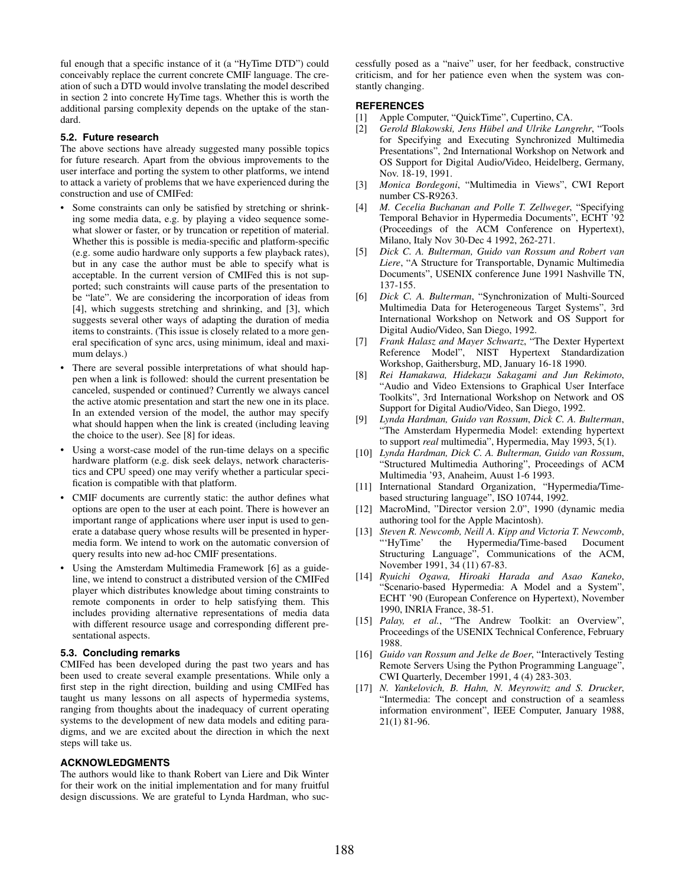ful enough that a specific instance of it (a "HyTime DTD") could conceivably replace the current concrete CMIF language. The creation of such a DTD would involve translating the model described in section 2 into concrete HyTime tags. Whether this is worth the additional parsing complexity depends on the uptake of the standard.

### 5.2. Future research

The above sections have already suggested many possible topics for future research. Apart from the obvious improvements to the user interface and porting the system to other platforms, we intend to attack a variety of problems that we have experienced during the construction and use of CMIFed:

- Some constraints can only be satisfied by stretching or shrinking some media data, e.g. by playing a video sequence somewhat slower or faster, or by truncation or repetition of material. Whether this is possible is media-specific and platform-specific (e.g. some audio hardware only supports a few playback rates), but in any case the author must be able to specify what is acceptable. In the current version of CMIFed this is not supported; such constraints will cause parts of the presentation to be "late". We are considering the incorporation of ideas from [4], which suggests stretching and shrinking, and [3], which suggests several other ways of adapting the duration of media items to constraints. (This issue is closely related to a more general specification of sync arcs, using minimum, ideal and maximum delays.)
- There are several possible interpretations of what should happen when a link is followed: should the current presentation be canceled, suspended or continued? Currently we always cancel the active atomic presentation and start the new one in its place. In an extended version of the model, the author may specify what should happen when the link is created (including leaving the choice to the user). See [8] for ideas.
- Using a worst-case model of the run-time delays on a specific hardware platform (e.g. disk seek delays, network characteristics and CPU speed) one may verify whether a particular specification is compatible with that platform.
- CMIF documents are currently static: the author defines what options are open to the user at each point. There is however an important range of applications where user input is used to generate a database query whose results will be presented in hypermedia form. We intend to work on the automatic conversion of query results into new ad-hoc CMIF presentations.
- Using the Amsterdam Multimedia Framework [6] as a guideline, we intend to construct a distributed version of the CMIFed player which distributes knowledge about timing constraints to remote components in order to help satisfying them. This includes providing alternative representations of media data with different resource usage and corresponding different presentational aspects.

### 5.3. Concluding remarks

CMIFed has been developed during the past two years and has been used to create several example presentations. While only a first step in the right direction, building and using CMIFed has taught us many lessons on all aspects of hypermedia systems, ranging from thoughts about the inadequacy of current operating systems to the development of new data models and editing paradigms, and we are excited about the direction in which the next steps will take us.

## ACKNOWLEDGMENTS

The authors would like to thank Robert van Liere and Dik Winter for their work on the initial implementation and for many fruitful design discussions. We are grateful to Lynda Hardman, who successfully posed as a "naive" user, for her feedback, constructive criticism, and for her patience even when the system was constantly changing.

## REFERENCES

[1] Apple Computer, "QuickTime", Cupertino, CA.

[2] *Gerold Blakowski, Jens Hübel and Ulrike Langrehr*, "Tools for Specifying and Executing Synchronized Multimedia Presentations", 2nd International Workshop on Network and OS Support for Digital Audio/Video, Heidelberg, Germany, Nov. 18-19, 1991.

[3] *Monica Bordegoni*, "Multimedia in Views", CWI Report number CS-R9263.

[4] *M. Cecelia Buchanan and Polle T. Zellweger*, "Specifying Temporal Behavior in Hypermedia Documents", ECHT '92 (Proceedings of the ACM Conference on Hypertext), Milano, Italy Nov 30-Dec 4 1992, 262-271.

[5] *Dick C. A. Bulterman, Guido van Rossum and Robert van Liere*, "A Structure for Transportable, Dynamic Multimedia Documents", USENIX conference June 1991 Nashville TN, 137-155.

[6] *Dick C. A. Bulterman*, "Synchronization of Multi-Sourced Multimedia Data for Heterogeneous Target Systems", 3rd International Workshop on Network and OS Support for Digital Audio/Video, San Diego, 1992.

[7] *Frank Halasz and Mayer Schwartz*, "The Dexter Hypertext Reference Model", NIST Hypertext Standardization Workshop, Gaithersburg, MD, January 16-18 1990.

[8] *Rei Hamakawa, Hidekazu Sakagami and Jun Rekimoto*, "Audio and Video Extensions to Graphical User Interface Toolkits", 3rd International Workshop on Network and OS Support for Digital Audio/Video, San Diego, 1992.

[9] *Lynda Hardman, Guido van Rossum, Dick C. A. Bulterman*, "The Amsterdam Hypermedia Model: extending hypertext to support *real* multimedia", Hypermedia, May 1993, 5(1).

[10] *Lynda Hardman, Dick C. A. Bulterman, Guido van Rossum*, "Structured Multimedia Authoring", Proceedings of ACM Multimedia '93, Anaheim, Auust 1-6 1993.

[11] International Standard Organization, "Hypermedia/Time-based structuring language", ISO 10744, 1992.

[12] MacroMind, "Director version 2.0", 1990 (dynamic media authoring tool for the Apple Macintosh).

[13] *Steven R. Newcomb, Neill A. Kipp and Victoria T. Newcomb*, "'HyTime' the Hypermedia/Time-based Document Structuring Language", Communications of the ACM, November 1991, 34 (11) 67-83.

[14] *Ryuichi Ogawa, Hiroaki Harada and Asao Kaneko*, "Scenario-based Hypermedia: A Model and a System", ECHT '90 (European Conference on Hypertext), November 1990, INRIA France, 38-51.

[15] *Palay, et al.*, "The Andrew Toolkit: an Overview", Proceedings of the USENIX Technical Conference, February 1988.

[16] *Guido van Rossum and Jelke de Boer*, "Interactively Testing Remote Servers Using the Python Programming Language", CWI Quarterly, December 1991, 4 (4) 283-303.

[17] *N. Yankelovich, B. Hahn, N. Meyrowitz and S. Drucker*, "Intermedia: The concept and construction of a seamless information environment", IEEE Computer, January 1988, 21(1) 81-96.